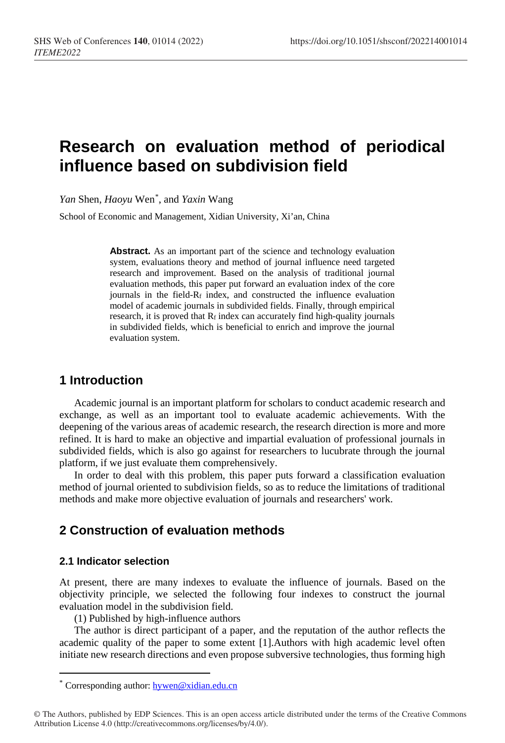# Research on evaluation method of periodical influence based on subdivision field

*Yan* Shen, *Haoyu* Wen*, and *Yaxin* Wang

School of Economic and Management, Xidian University, Xi'an, China

**Abstract.** As an important part of the science and technology evaluation system, evaluations theory and method of journal influence need targeted research and improvement. Based on the analysis of traditional journal evaluation methods, this paper put forward an evaluation index of the core journals in the field-$R_f$ index, and constructed the influence evaluation model of academic journals in subdivided fields. Finally, through empirical research, it is proved that $R_f$ index can accurately find high-quality journals in subdivided fields, which is beneficial to enrich and improve the journal evaluation system.

## 1 Introduction

Academic journal is an important platform for scholars to conduct academic research and exchange, as well as an important tool to evaluate academic achievements. With the deepening of the various areas of academic research, the research direction is more and more refined. It is hard to make an objective and impartial evaluation of professional journals in subdivided fields, which is also go against for researchers to lucubrate through the journal platform, if we just evaluate them comprehensively.

In order to deal with this problem, this paper puts forward a classification evaluation method of journal oriented to subdivision fields, so as to reduce the limitations of traditional methods and make more objective evaluation of journals and researchers' work.

## 2 Construction of evaluation methods

### 2.1 Indicator selection

At present, there are many indexes to evaluate the influence of journals. Based on the objectivity principle, we selected the following four indexes to construct the journal evaluation model in the subdivision field.

(1) Published by high-influence authors

The author is direct participant of a paper, and the reputation of the author reflects the academic quality of the paper to some extent [1].Authors with high academic level often initiate new research directions and even propose subversive technologies, thus forming high

---

* Corresponding author: hywen@xidian.edu.cn

© The Authors, published by EDP Sciences. This is an open access article distributed under the terms of the Creative Commons Attribution License 4.0 (http://creativecommons.org/licenses/by/4.0/).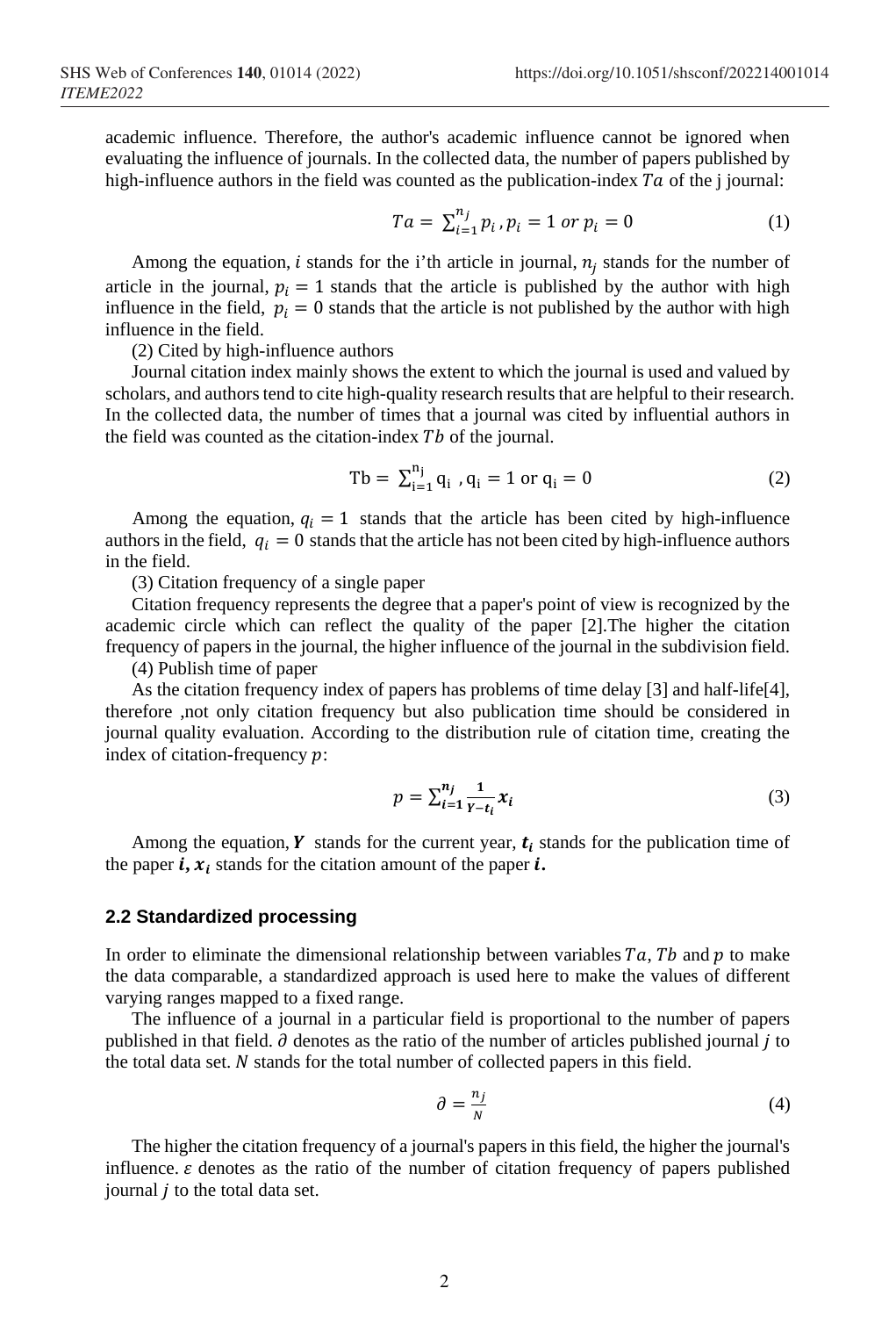academic influence. Therefore, the author's academic influence cannot be ignored when evaluating the influence of journals. In the collected data, the number of papers published by high-influence authors in the field was counted as the publication-index $Ta$ of the j journal:

$$Ta = \sum_{i=1}^{n_j} p_i \, , p_i = 1 \text{ or } p_i = 0 \tag{1}$$

Among the equation, $i$ stands for the i'th article in journal, $n_j$ stands for the number of article in the journal, $p_i = 1$ stands that the article is published by the author with high influence in the field, $p_i = 0$ stands that the article is not published by the author with high influence in the field.

(2) Cited by high-influence authors

Journal citation index mainly shows the extent to which the journal is used and valued by scholars, and authors tend to cite high-quality research results that are helpful to their research. In the collected data, the number of times that a journal was cited by influential authors in the field was counted as the citation-index $Tb$ of the journal.

$$\mathrm{Tb} = \sum_{\mathrm{i}=1}^{\mathrm{n_j}} \mathrm{q_i} \, , \mathrm{q_i} = 1 \text{ or } \mathrm{q_i} = 0 \tag{2}$$

Among the equation, $q_i = 1$ stands that the article has been cited by high-influence authors in the field, $q_i = 0$ stands that the article has not been cited by high-influence authors in the field.

(3) Citation frequency of a single paper

Citation frequency represents the degree that a paper's point of view is recognized by the academic circle which can reflect the quality of the paper [2].The higher the citation frequency of papers in the journal, the higher influence of the journal in the subdivision field.

(4) Publish time of paper

As the citation frequency index of papers has problems of time delay [3] and half-life[4], therefore ,not only citation frequency but also publication time should be considered in journal quality evaluation. According to the distribution rule of citation time, creating the index of citation-frequency $p$:

$$p = \sum_{i=1}^{n_j} \frac{1}{Y - t_i} x_i \tag{3}$$

Among the equation, $\boldsymbol{Y}$ stands for the current year, $\boldsymbol{t_i}$ stands for the publication time of the paper $\boldsymbol{i}$, $\boldsymbol{x_i}$ stands for the citation amount of the paper $\boldsymbol{i}$.

## 2.2 Standardized processing

In order to eliminate the dimensional relationship between variables $Ta$, $Tb$ and $p$ to make the data comparable, a standardized approach is used here to make the values of different varying ranges mapped to a fixed range.

The influence of a journal in a particular field is proportional to the number of papers published in that field. $\partial$ denotes as the ratio of the number of articles published journal $j$ to the total data set. $N$ stands for the total number of collected papers in this field.

$$\partial = \frac{n_j}{N} \tag{4}$$

The higher the citation frequency of a journal's papers in this field, the higher the journal's influence. $\varepsilon$ denotes as the ratio of the number of citation frequency of papers published journal $j$ to the total data set.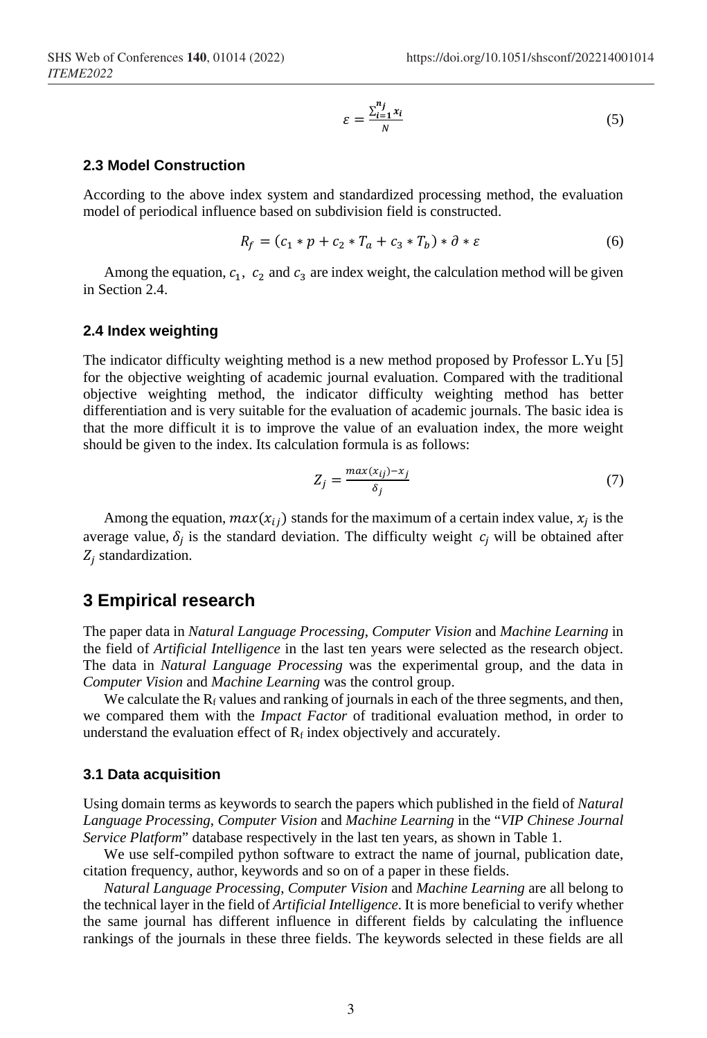$$\varepsilon = \frac{\sum_{i=1}^{n_j} x_i}{N} \tag{5}$$

### 2.3 Model Construction

According to the above index system and standardized processing method, the evaluation model of periodical influence based on subdivision field is constructed.

$$R_f = (c_1 * p + c_2 * T_a + c_3 * T_b) * \partial * \varepsilon \tag{6}$$

Among the equation, $c_1$, $c_2$ and $c_3$ are index weight, the calculation method will be given in Section 2.4.

### 2.4 Index weighting

The indicator difficulty weighting method is a new method proposed by Professor L.Yu [5] for the objective weighting of academic journal evaluation. Compared with the traditional objective weighting method, the indicator difficulty weighting method has better differentiation and is very suitable for the evaluation of academic journals. The basic idea is that the more difficult it is to improve the value of an evaluation index, the more weight should be given to the index. Its calculation formula is as follows:

$$Z_j = \frac{max(x_{ij}) - x_j}{\delta_j} \tag{7}$$

Among the equation, $max(x_{ij})$ stands for the maximum of a certain index value, $x_j$ is the average value, $\delta_j$ is the standard deviation. The difficulty weight $c_j$ will be obtained after $Z_j$ standardization.

## 3 Empirical research

The paper data in *Natural Language Processing*, *Computer Vision* and *Machine Learning* in the field of *Artificial Intelligence* in the last ten years were selected as the research object. The data in *Natural Language Processing* was the experimental group, and the data in *Computer Vision* and *Machine Learning* was the control group.

We calculate the $R_f$ values and ranking of journals in each of the three segments, and then, we compared them with the *Impact Factor* of traditional evaluation method, in order to understand the evaluation effect of $R_f$ index objectively and accurately.

### 3.1 Data acquisition

Using domain terms as keywords to search the papers which published in the field of *Natural Language Processing*, *Computer Vision* and *Machine Learning* in the "*VIP Chinese Journal Service Platform*" database respectively in the last ten years, as shown in Table 1.

We use self-compiled python software to extract the name of journal, publication date, citation frequency, author, keywords and so on of a paper in these fields.

*Natural Language Processing*, *Computer Vision* and *Machine Learning* are all belong to the technical layer in the field of *Artificial Intelligence*. It is more beneficial to verify whether the same journal has different influence in different fields by calculating the influence rankings of the journals in these three fields. The keywords selected in these fields are all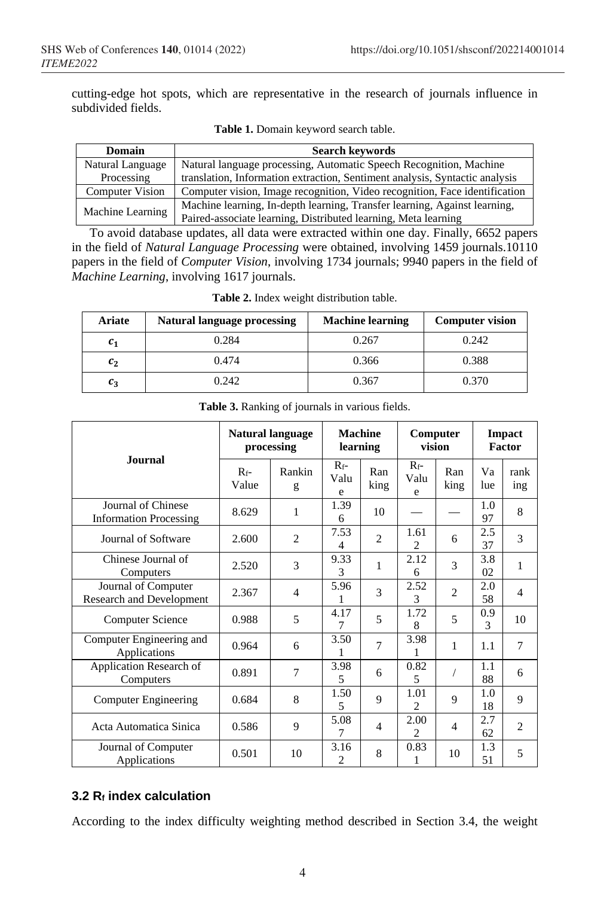cutting-edge hot spots, which are representative in the research of journals influence in subdivided fields.

**Table 1.** Domain keyword search table.

| Domain | Search keywords |
|---|---|
| Natural Language Processing | Natural language processing, Automatic Speech Recognition, Machine translation, Information extraction, Sentiment analysis, Syntactic analysis |
| Computer Vision | Computer vision, Image recognition, Video recognition, Face identification |
| Machine Learning | Machine learning, In-depth learning, Transfer learning, Against learning, Paired-associate learning, Distributed learning, Meta learning |

To avoid database updates, all data were extracted within one day. Finally, 6652 papers in the field of *Natural Language Processing* were obtained, involving 1459 journals.10110 papers in the field of *Computer Vision*, involving 1734 journals; 9940 papers in the field of *Machine Learning*, involving 1617 journals.

**Table 2.** Index weight distribution table.

| Ariate | Natural language processing | Machine learning | Computer vision |
|---|---|---|---|
| $c_1$ | 0.284 | 0.267 | 0.242 |
| $c_2$ | 0.474 | 0.366 | 0.388 |
| $c_3$ | 0.242 | 0.367 | 0.370 |

**Table 3.** Ranking of journals in various fields.

| Journal | Natural language processing | | Machine learning | | Computer vision | | Impact Factor | |
|---|---|---|---|---|---|---|---|---|
| | $R_f$-Value | Ranking | $R_f$-Value | Ranking | $R_f$-Value | Ranking | Value | ranking |
| Journal of Chinese Information Processing | 8.629 | 1 | 1.396 | 10 | — | — | 1.097 | 8 |
| Journal of Software | 2.600 | 2 | 7.534 | 2 | 1.612 | 6 | 2.537 | 3 |
| Chinese Journal of Computers | 2.520 | 3 | 9.333 | 1 | 2.126 | 3 | 3.802 | 1 |
| Journal of Computer Research and Development | 2.367 | 4 | 5.961 | 3 | 2.523 | 2 | 2.058 | 4 |
| Computer Science | 0.988 | 5 | 4.177 | 5 | 1.728 | 5 | 0.93 | 10 |
| Computer Engineering and Applications | 0.964 | 6 | 3.501 | 7 | 3.981 | 1 | 1.1 | 7 |
| Application Research of Computers | 0.891 | 7 | 3.985 | 6 | 0.825 | / | 1.188 | 6 |
| Computer Engineering | 0.684 | 8 | 1.505 | 9 | 1.012 | 9 | 1.018 | 9 |
| Acta Automatica Sinica | 0.586 | 9 | 5.087 | 4 | 2.002 | 4 | 2.762 | 2 |
| Journal of Computer Applications | 0.501 | 10 | 3.162 | 8 | 0.831 | 10 | 1.351 | 5 |

### 3.2 $R_f$ index calculation

According to the index difficulty weighting method described in Section 3.4, the weight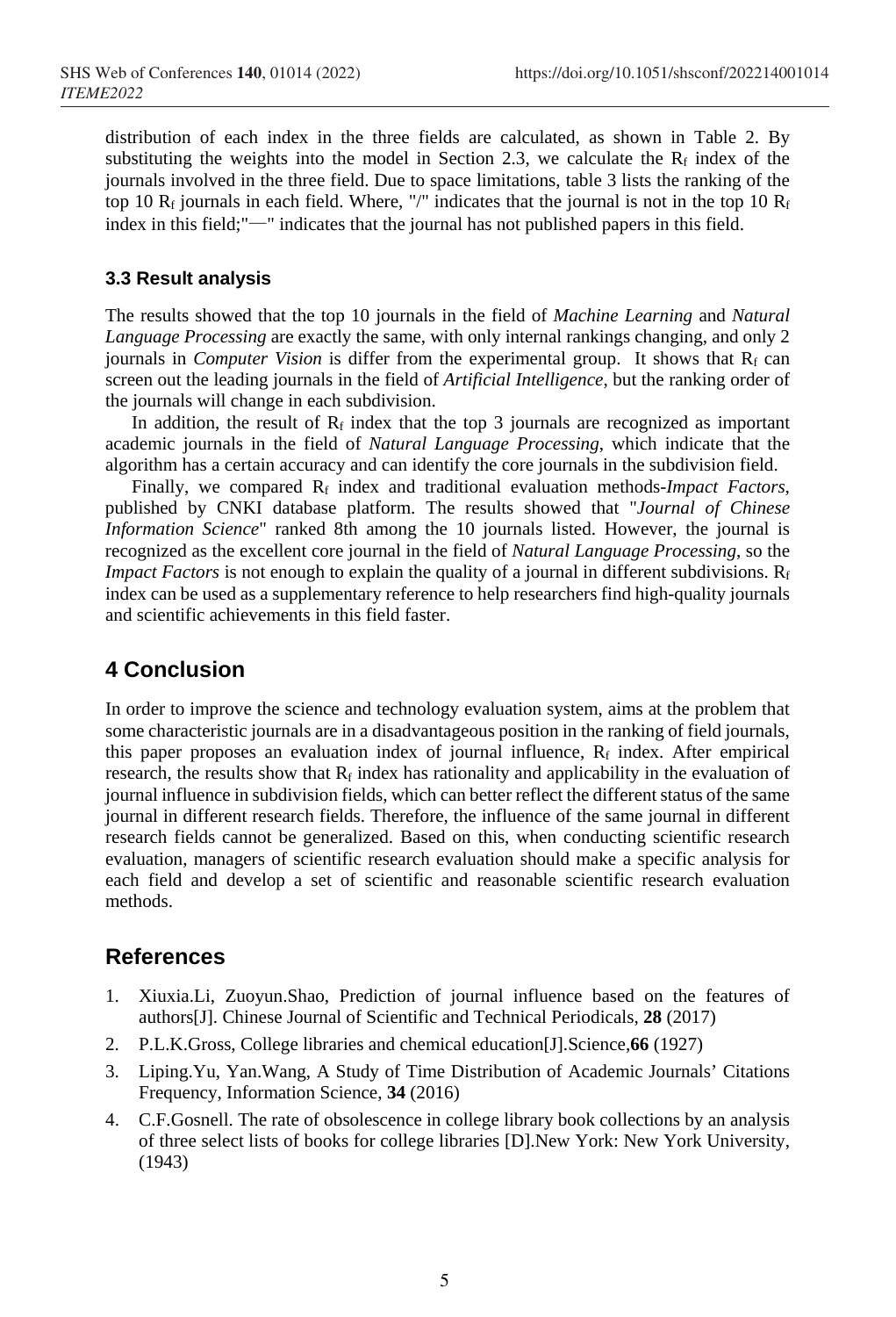distribution of each index in the three fields are calculated, as shown in Table 2. By substituting the weights into the model in Section 2.3, we calculate the $R_f$ index of the journals involved in the three field. Due to space limitations, table 3 lists the ranking of the top 10 $R_f$ journals in each field. Where, "/" indicates that the journal is not in the top 10 $R_f$ index in this field;"—" indicates that the journal has not published papers in this field.

### 3.3 Result analysis

The results showed that the top 10 journals in the field of *Machine Learning* and *Natural Language Processing* are exactly the same, with only internal rankings changing, and only 2 journals in *Computer Vision* is differ from the experimental group. It shows that $R_f$ can screen out the leading journals in the field of *Artificial Intelligence*, but the ranking order of the journals will change in each subdivision.

In addition, the result of $R_f$ index that the top 3 journals are recognized as important academic journals in the field of *Natural Language Processing*, which indicate that the algorithm has a certain accuracy and can identify the core journals in the subdivision field.

Finally, we compared $R_f$ index and traditional evaluation methods-*Impact Factors*, published by CNKI database platform. The results showed that "*Journal of Chinese Information Science*" ranked 8th among the 10 journals listed. However, the journal is recognized as the excellent core journal in the field of *Natural Language Processing*, so the *Impact Factors* is not enough to explain the quality of a journal in different subdivisions. $R_f$ index can be used as a supplementary reference to help researchers find high-quality journals and scientific achievements in this field faster.

## 4 Conclusion

In order to improve the science and technology evaluation system, aims at the problem that some characteristic journals are in a disadvantageous position in the ranking of field journals, this paper proposes an evaluation index of journal influence, $R_f$ index. After empirical research, the results show that $R_f$ index has rationality and applicability in the evaluation of journal influence in subdivision fields, which can better reflect the different status of the same journal in different research fields. Therefore, the influence of the same journal in different research fields cannot be generalized. Based on this, when conducting scientific research evaluation, managers of scientific research evaluation should make a specific analysis for each field and develop a set of scientific and reasonable scientific research evaluation methods.

## References

1. Xiuxia.Li, Zuoyun.Shao, Prediction of journal influence based on the features of authors[J]. Chinese Journal of Scientific and Technical Periodicals, **28** (2017)
2. P.L.K.Gross, College libraries and chemical education[J].Science,**66** (1927)
3. Liping.Yu, Yan.Wang, A Study of Time Distribution of Academic Journals' Citations Frequency, Information Science, **34** (2016)
4. C.F.Gosnell. The rate of obsolescence in college library book collections by an analysis of three select lists of books for college libraries [D].New York: New York University, (1943)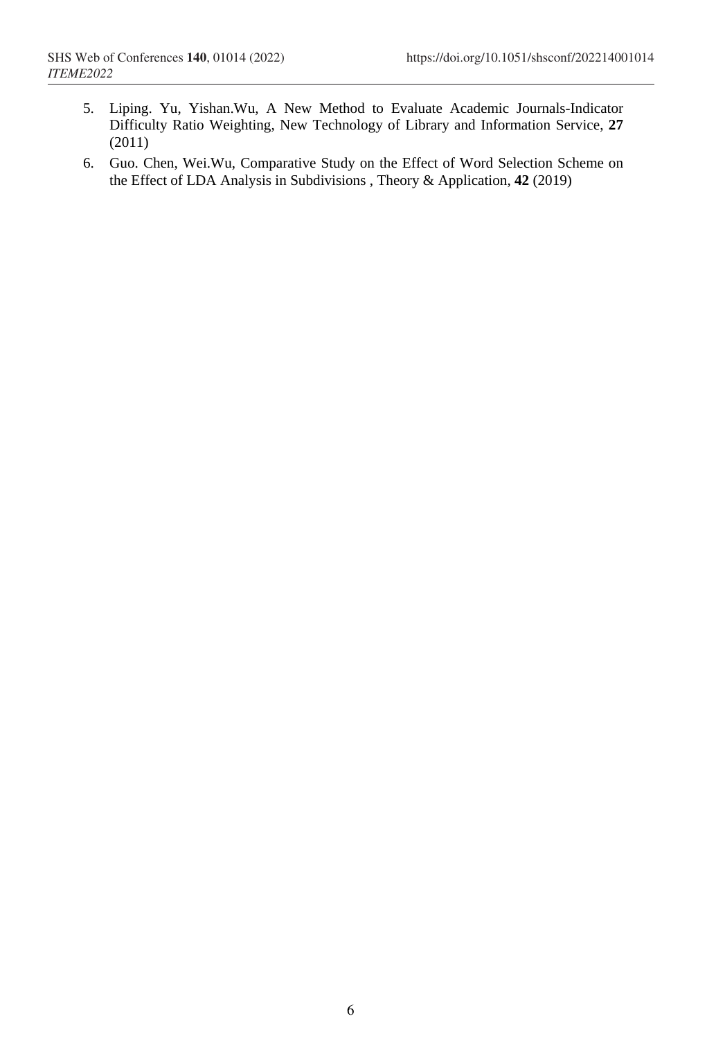5. Liping. Yu, Yishan.Wu, A New Method to Evaluate Academic Journals-Indicator Difficulty Ratio Weighting, New Technology of Library and Information Service, **27** (2011)
6. Guo. Chen, Wei.Wu, Comparative Study on the Effect of Word Selection Scheme on the Effect of LDA Analysis in Subdivisions , Theory & Application, **42** (2019)